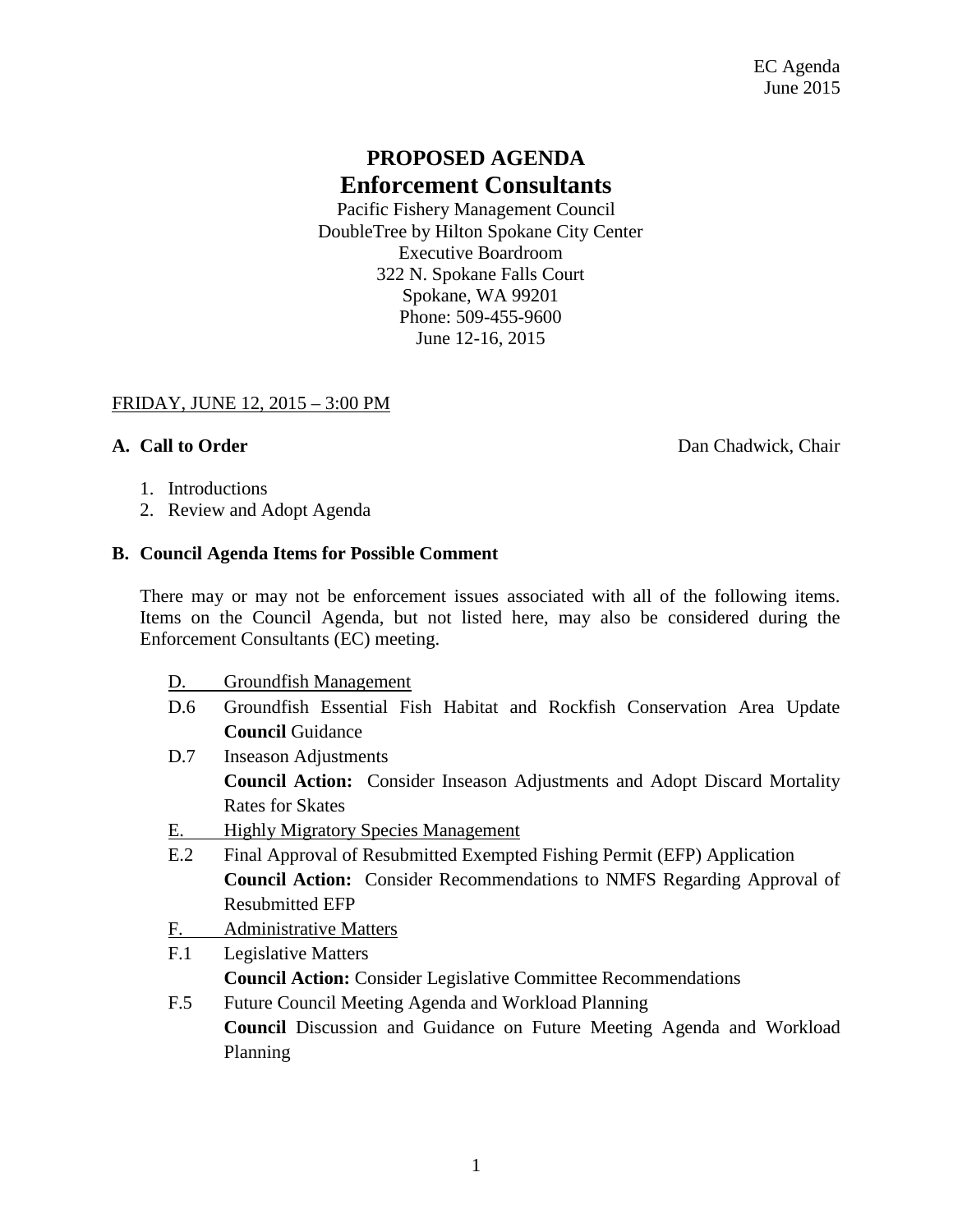EC Agenda
June 2015

# PROPOSED AGENDA
## Enforcement Consultants

Pacific Fishery Management Council
DoubleTree by Hilton Spokane City Center
Executive Boardroom
322 N. Spokane Falls Court
Spokane, WA 99201
Phone: 509-455-9600
June 12-16, 2015

FRIDAY, JUNE 12, 2015 – 3:00 PM

**A. Call to Order** — Dan Chadwick, Chair

1. Introductions
2. Review and Adopt Agenda

**B. Council Agenda Items for Possible Comment**

There may or may not be enforcement issues associated with all of the following items. Items on the Council Agenda, but not listed here, may also be considered during the Enforcement Consultants (EC) meeting.

D. Groundfish Management

D.6 Groundfish Essential Fish Habitat and Rockfish Conservation Area Update
**Council** Guidance

D.7 Inseason Adjustments
**Council Action:** Consider Inseason Adjustments and Adopt Discard Mortality Rates for Skates

E. Highly Migratory Species Management

E.2 Final Approval of Resubmitted Exempted Fishing Permit (EFP) Application
**Council Action:** Consider Recommendations to NMFS Regarding Approval of Resubmitted EFP

F. Administrative Matters

F.1 Legislative Matters
**Council Action:** Consider Legislative Committee Recommendations

F.5 Future Council Meeting Agenda and Workload Planning
**Council** Discussion and Guidance on Future Meeting Agenda and Workload Planning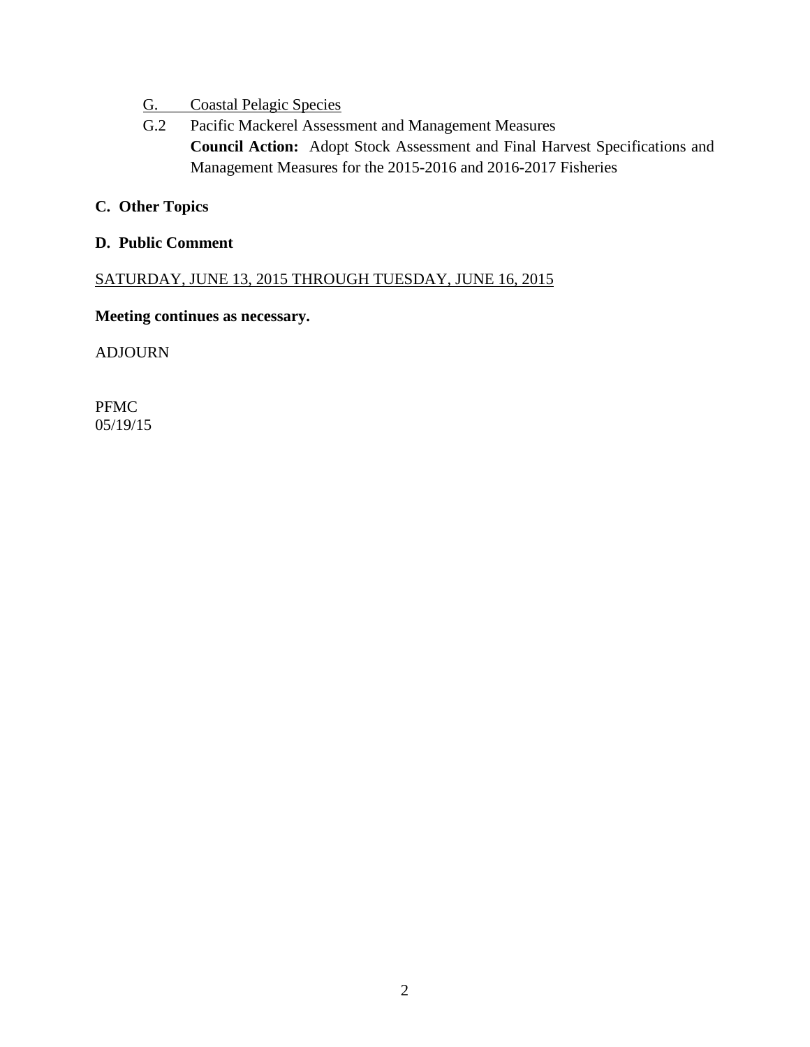G. Coastal Pelagic Species

G.2 Pacific Mackerel Assessment and Management Measures
**Council Action:** Adopt Stock Assessment and Final Harvest Specifications and Management Measures for the 2015-2016 and 2016-2017 Fisheries

**C. Other Topics**

**D. Public Comment**

SATURDAY, JUNE 13, 2015 THROUGH TUESDAY, JUNE 16, 2015

**Meeting continues as necessary.**

ADJOURN

PFMC
05/19/15